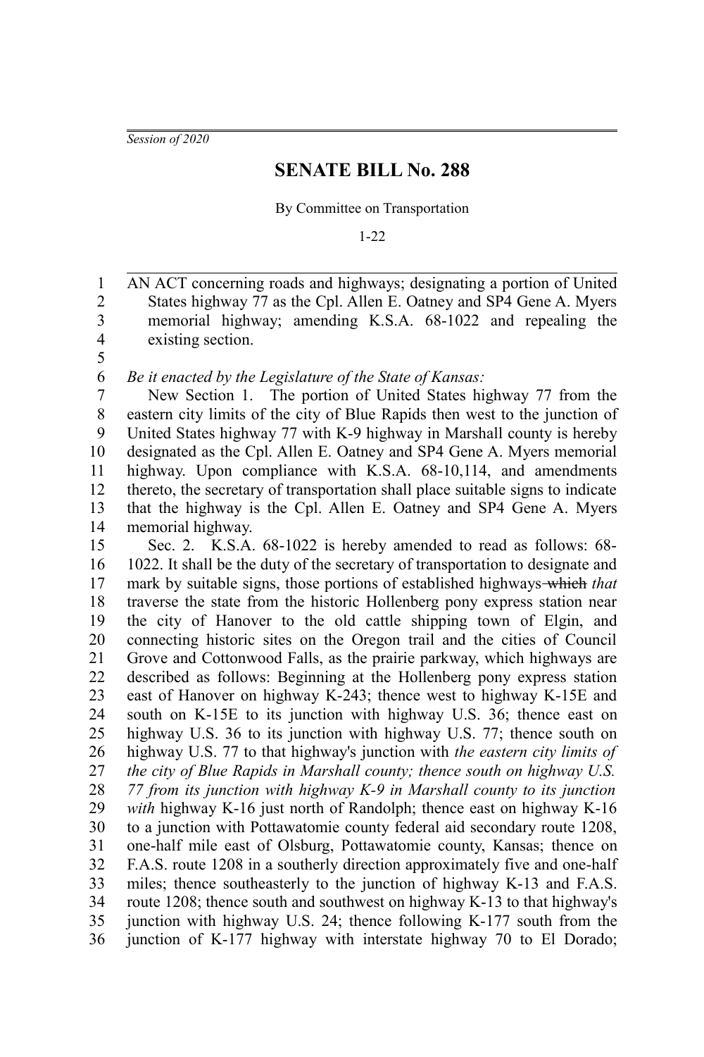*Session of 2020*

# SENATE BILL No. 288

By Committee on Transportation

1-22

AN ACT concerning roads and highways; designating a portion of United States highway 77 as the Cpl. Allen E. Oatney and SP4 Gene A. Myers memorial highway; amending K.S.A. 68-1022 and repealing the existing section.

*Be it enacted by the Legislature of the State of Kansas:*

New Section 1. The portion of United States highway 77 from the eastern city limits of the city of Blue Rapids then west to the junction of United States highway 77 with K-9 highway in Marshall county is hereby designated as the Cpl. Allen E. Oatney and SP4 Gene A. Myers memorial highway. Upon compliance with K.S.A. 68-10,114, and amendments thereto, the secretary of transportation shall place suitable signs to indicate that the highway is the Cpl. Allen E. Oatney and SP4 Gene A. Myers memorial highway.

Sec. 2. K.S.A. 68-1022 is hereby amended to read as follows: 68-1022. It shall be the duty of the secretary of transportation to designate and mark by suitable signs, those portions of established highways ~~which~~ *that* traverse the state from the historic Hollenberg pony express station near the city of Hanover to the old cattle shipping town of Elgin, and connecting historic sites on the Oregon trail and the cities of Council Grove and Cottonwood Falls, as the prairie parkway, which highways are described as follows: Beginning at the Hollenberg pony express station east of Hanover on highway K-243; thence west to highway K-15E and south on K-15E to its junction with highway U.S. 36; thence east on highway U.S. 36 to its junction with highway U.S. 77; thence south on highway U.S. 77 to that highway's junction with *the eastern city limits of the city of Blue Rapids in Marshall county; thence south on highway U.S. 77 from its junction with highway K-9 in Marshall county to its junction with* highway K-16 just north of Randolph; thence east on highway K-16 to a junction with Pottawatomie county federal aid secondary route 1208, one-half mile east of Olsburg, Pottawatomie county, Kansas; thence on F.A.S. route 1208 in a southerly direction approximately five and one-half miles; thence southeasterly to the junction of highway K-13 and F.A.S. route 1208; thence south and southwest on highway K-13 to that highway's junction with highway U.S. 24; thence following K-177 south from the junction of K-177 highway with interstate highway 70 to El Dorado;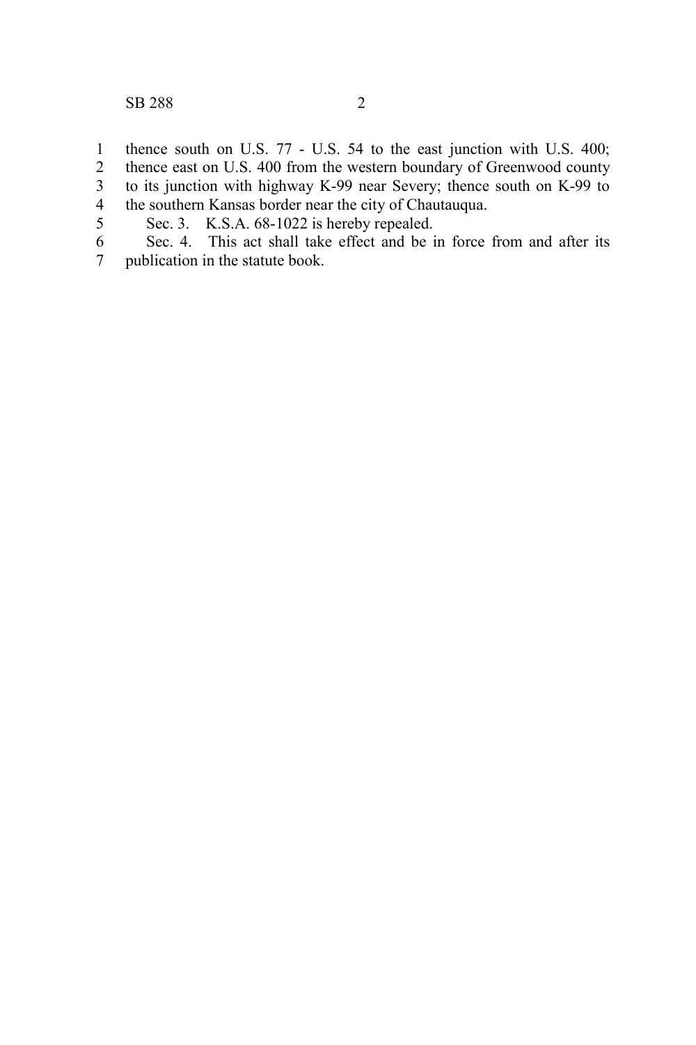thence south on U.S. 77 - U.S. 54 to the east junction with U.S. 400; thence east on U.S. 400 from the western boundary of Greenwood county to its junction with highway K-99 near Severy; thence south on K-99 to the southern Kansas border near the city of Chautauqua.

Sec. 3. K.S.A. 68-1022 is hereby repealed.

Sec. 4. This act shall take effect and be in force from and after its publication in the statute book.